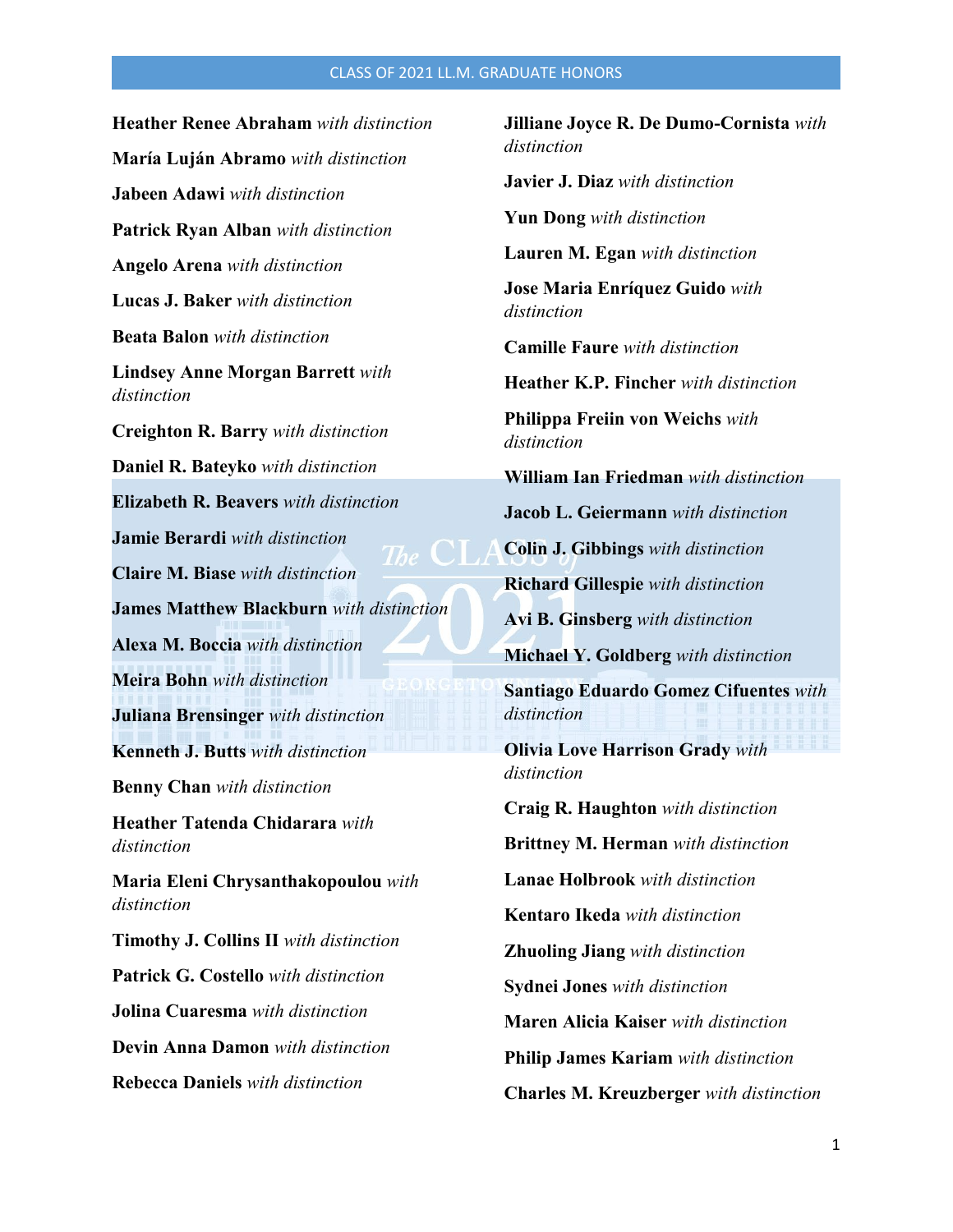## CLASS OF 2021 LL.M. GRADUATE HONORS

**Heather Renee Abraham** *with distinction*

**María Luján Abramo** *with distinction*

**Jabeen Adawi** *with distinction*

**Patrick Ryan Alban** *with distinction*

**Angelo Arena** *with distinction*

**Lucas J. Baker** *with distinction*

**Beata Balon** *with distinction*

**Lindsey Anne Morgan Barrett** *with distinction*

**Creighton R. Barry** *with distinction*

**Daniel R. Bateyko** *with distinction*

**Elizabeth R. Beavers** *with distinction*

**Jamie Berardi** *with distinction*

**Claire M. Biase** *with distinction*

**James Matthew Blackburn** *with distinction*

**Alexa M. Boccia** *with distinction*

**Meira Bohn** *with distinction*

**Juliana Brensinger** *with distinction*

**Kenneth J. Butts** *with distinction*

**Benny Chan** *with distinction*

**Heather Tatenda Chidarara** *with distinction*

**Maria Eleni Chrysanthakopoulou** *with distinction*

**Timothy J. Collins II** *with distinction*

**Patrick G. Costello** *with distinction*

**Jolina Cuaresma** *with distinction*

**Devin Anna Damon** *with distinction*

**Rebecca Daniels** *with distinction*

**Jilliane Joyce R. De Dumo-Cornista** *with distinction*

**Javier J. Diaz** *with distinction*

**Yun Dong** *with distinction*

**Lauren M. Egan** *with distinction*

**Jose Maria Enríquez Guido** *with distinction*

**Camille Faure** *with distinction*

**Heather K.P. Fincher** *with distinction*

**Philippa Freiin von Weichs** *with distinction*

**William Ian Friedman** *with distinction*

**Jacob L. Geiermann** *with distinction*

**Colin J. Gibbings** *with distinction*

**Richard Gillespie** *with distinction*

**Avi B. Ginsberg** *with distinction*

**Michael Y. Goldberg** *with distinction*

**Santiago Eduardo Gomez Cifuentes** *with distinction*

**Olivia Love Harrison Grady** *with distinction*

**Craig R. Haughton** *with distinction*

**Brittney M. Herman** *with distinction*

**Lanae Holbrook** *with distinction*

**Kentaro Ikeda** *with distinction*

**Zhuoling Jiang** *with distinction*

**Sydnei Jones** *with distinction*

**Maren Alicia Kaiser** *with distinction*

**Philip James Kariam** *with distinction*

**Charles M. Kreuzberger** *with distinction*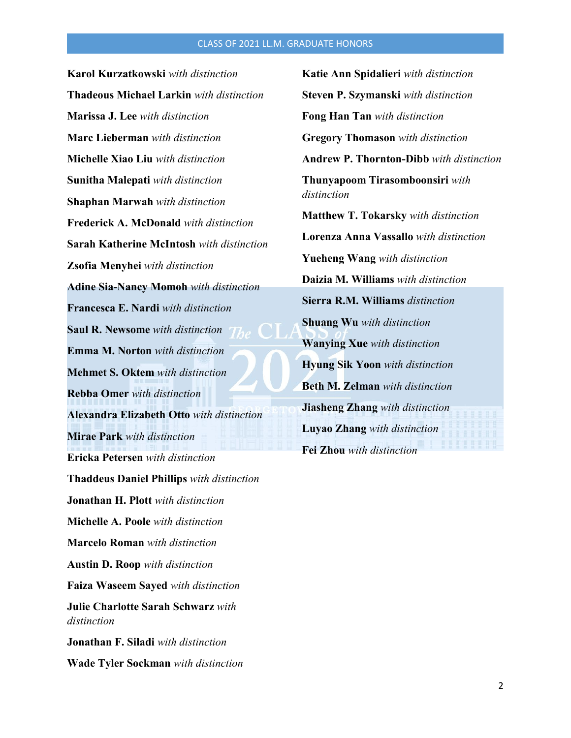**Karol Kurzatkowski** *with distinction*

**Thadeous Michael Larkin** *with distinction*

**Marissa J. Lee** *with distinction*

**Marc Lieberman** *with distinction*

**Michelle Xiao Liu** *with distinction*

**Sunitha Malepati** *with distinction*

**Shaphan Marwah** *with distinction*

**Frederick A. McDonald** *with distinction*

**Sarah Katherine McIntosh** *with distinction*

**Zsofia Menyhei** *with distinction*

**Adine Sia-Nancy Momoh** *with distinction*

**Francesca E. Nardi** *with distinction*

**Saul R. Newsome** *with distinction*

**Emma M. Norton** *with distinction*

**Mehmet S. Oktem** *with distinction*

**Rebba Omer** *with distinction*

**Alexandra Elizabeth Otto** *with distinction*

**Mirae Park** *with distinction*

**Ericka Petersen** *with distinction*

**Thaddeus Daniel Phillips** *with distinction*

**Jonathan H. Plott** *with distinction*

**Michelle A. Poole** *with distinction*

**Marcelo Roman** *with distinction*

**Austin D. Roop** *with distinction*

**Faiza Waseem Sayed** *with distinction*

**Julie Charlotte Sarah Schwarz** *with distinction*

**Jonathan F. Siladi** *with distinction*

**Wade Tyler Sockman** *with distinction*

**Katie Ann Spidalieri** *with distinction*

**Steven P. Szymanski** *with distinction*

**Fong Han Tan** *with distinction*

**Gregory Thomason** *with distinction*

**Andrew P. Thornton-Dibb** *with distinction*

**Thunyapoom Tirasomboonsiri** *with distinction*

**Matthew T. Tokarsky** *with distinction*

**Lorenza Anna Vassallo** *with distinction*

**Yueheng Wang** *with distinction*

**Daizia M. Williams** *with distinction*

**Sierra R.M. Williams** *distinction*

**Shuang Wu** *with distinction*

**Wanying Xue** *with distinction*

**Hyung Sik Yoon** *with distinction*

**Beth M. Zelman** *with distinction*

**Jiasheng Zhang** *with distinction*

**Luyao Zhang** *with distinction*

**Fei Zhou** *with distinction*